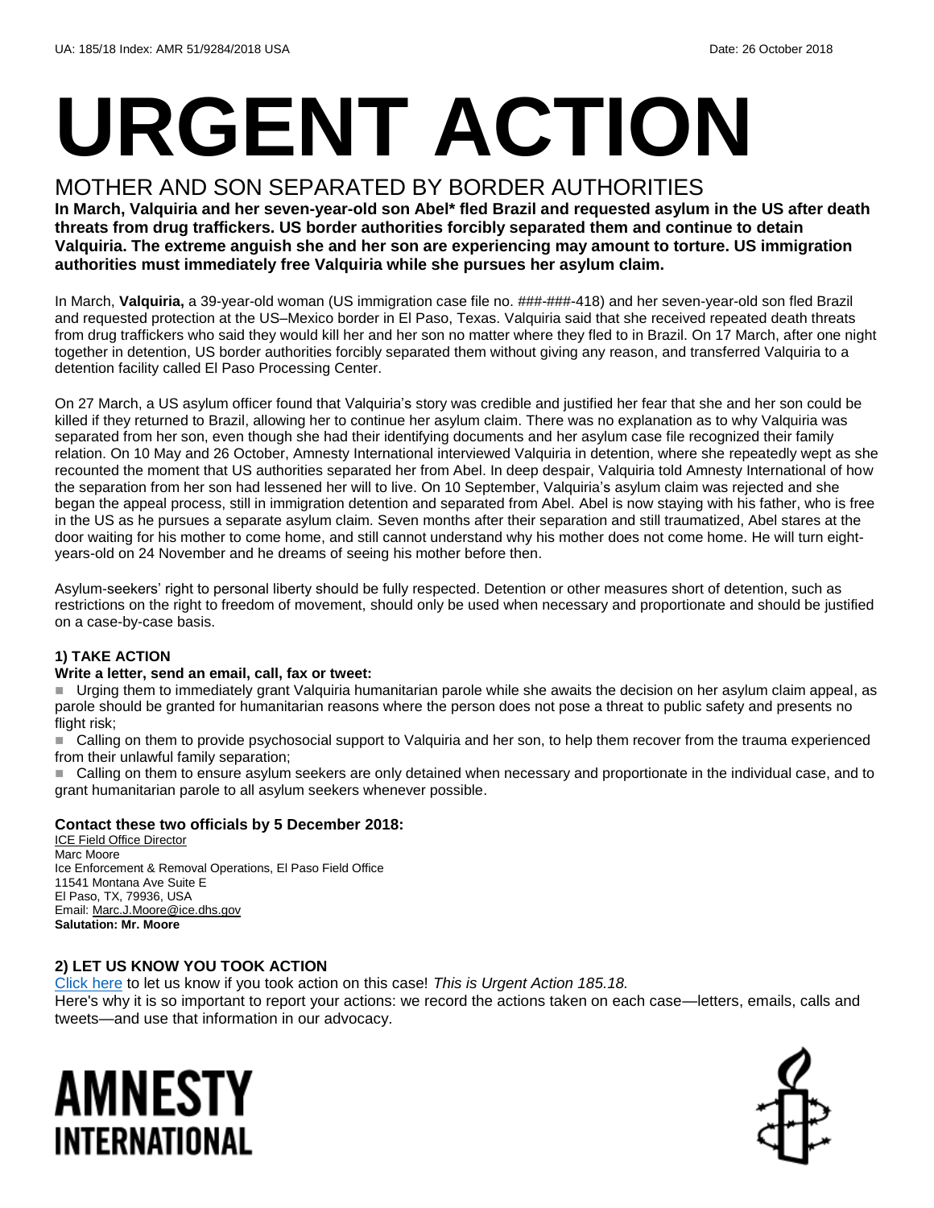UA: 185/18 Index: AMR 51/9284/2018 USA Date: 26 October 2018

# URGENT ACTION

## MOTHER AND SON SEPARATED BY BORDER AUTHORITIES

**In March, Valquiria and her seven-year-old son Abel* fled Brazil and requested asylum in the US after death threats from drug traffickers. US border authorities forcibly separated them and continue to detain Valquiria. The extreme anguish she and her son are experiencing may amount to torture. US immigration authorities must immediately free Valquiria while she pursues her asylum claim.**

In March, **Valquiria,** a 39-year-old woman (US immigration case file no. ###-###-418) and her seven-year-old son fled Brazil and requested protection at the US–Mexico border in El Paso, Texas. Valquiria said that she received repeated death threats from drug traffickers who said they would kill her and her son no matter where they fled to in Brazil. On 17 March, after one night together in detention, US border authorities forcibly separated them without giving any reason, and transferred Valquiria to a detention facility called El Paso Processing Center.

On 27 March, a US asylum officer found that Valquiria's story was credible and justified her fear that she and her son could be killed if they returned to Brazil, allowing her to continue her asylum claim. There was no explanation as to why Valquiria was separated from her son, even though she had their identifying documents and her asylum case file recognized their family relation. On 10 May and 26 October, Amnesty International interviewed Valquiria in detention, where she repeatedly wept as she recounted the moment that US authorities separated her from Abel. In deep despair, Valquiria told Amnesty International of how the separation from her son had lessened her will to live. On 10 September, Valquiria's asylum claim was rejected and she began the appeal process, still in immigration detention and separated from Abel. Abel is now staying with his father, who is free in the US as he pursues a separate asylum claim. Seven months after their separation and still traumatized, Abel stares at the door waiting for his mother to come home, and still cannot understand why his mother does not come home. He will turn eight-years-old on 24 November and he dreams of seeing his mother before then.

Asylum-seekers' right to personal liberty should be fully respected. Detention or other measures short of detention, such as restrictions on the right to freedom of movement, should only be used when necessary and proportionate and should be justified on a case-by-case basis.

### 1) TAKE ACTION

**Write a letter, send an email, call, fax or tweet:**

- Urging them to immediately grant Valquiria humanitarian parole while she awaits the decision on her asylum claim appeal, as parole should be granted for humanitarian reasons where the person does not pose a threat to public safety and presents no flight risk;
- Calling on them to provide psychosocial support to Valquiria and her son, to help them recover from the trauma experienced from their unlawful family separation;
- Calling on them to ensure asylum seekers are only detained when necessary and proportionate in the individual case, and to grant humanitarian parole to all asylum seekers whenever possible.

**Contact these two officials by 5 December 2018:**

ICE Field Office Director
Marc Moore
Ice Enforcement & Removal Operations, El Paso Field Office
11541 Montana Ave Suite E
El Paso, TX, 79936, USA
Email: Marc.J.Moore@ice.dhs.gov
**Salutation: Mr. Moore**

### 2) LET US KNOW YOU TOOK ACTION

Click here to let us know if you took action on this case! *This is Urgent Action 185.18.*
Here's why it is so important to report your actions: we record the actions taken on each case—letters, emails, calls and tweets—and use that information in our advocacy.

AMNESTY INTERNATIONAL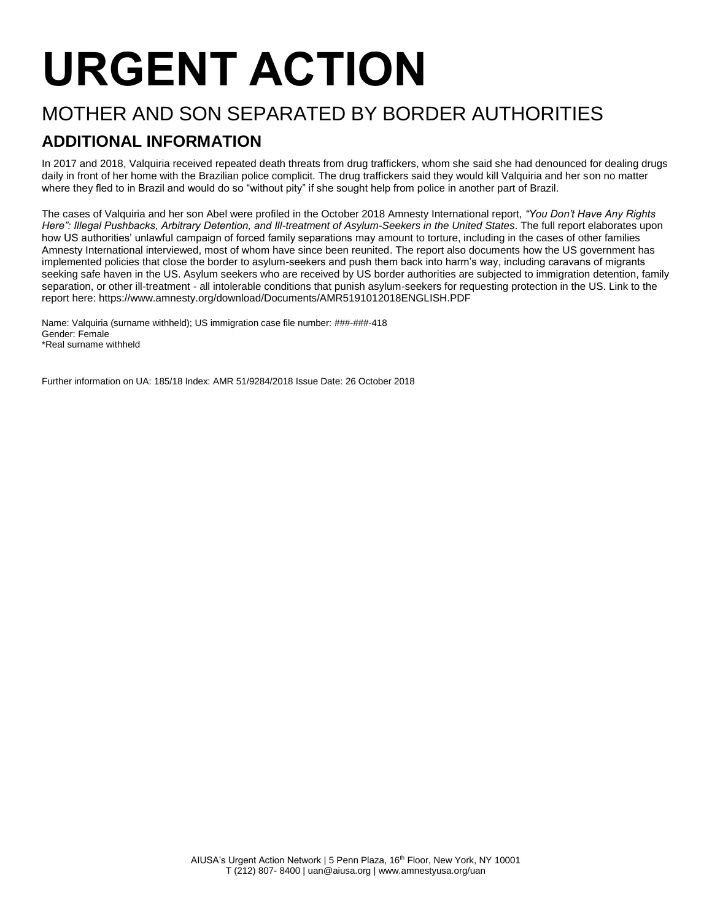# URGENT ACTION

## MOTHER AND SON SEPARATED BY BORDER AUTHORITIES

### ADDITIONAL INFORMATION

In 2017 and 2018, Valquiria received repeated death threats from drug traffickers, whom she said she had denounced for dealing drugs daily in front of her home with the Brazilian police complicit. The drug traffickers said they would kill Valquiria and her son no matter where they fled to in Brazil and would do so "without pity" if she sought help from police in another part of Brazil.

The cases of Valquiria and her son Abel were profiled in the October 2018 Amnesty International report, *"You Don't Have Any Rights Here": Illegal Pushbacks, Arbitrary Detention, and Ill-treatment of Asylum-Seekers in the United States*. The full report elaborates upon how US authorities' unlawful campaign of forced family separations may amount to torture, including in the cases of other families Amnesty International interviewed, most of whom have since been reunited. The report also documents how the US government has implemented policies that close the border to asylum-seekers and push them back into harm's way, including caravans of migrants seeking safe haven in the US. Asylum seekers who are received by US border authorities are subjected to immigration detention, family separation, or other ill-treatment - all intolerable conditions that punish asylum-seekers for requesting protection in the US. Link to the report here: https://www.amnesty.org/download/Documents/AMR5191012018ENGLISH.PDF

Name: Valquiria (surname withheld); US immigration case file number: ###-###-418
Gender: Female
*Real surname withheld

Further information on UA: 185/18 Index: AMR 51/9284/2018 Issue Date: 26 October 2018

AIUSA's Urgent Action Network | 5 Penn Plaza, 16th Floor, New York, NY 10001
T (212) 807- 8400 | uan@aiusa.org | www.amnestyusa.org/uan